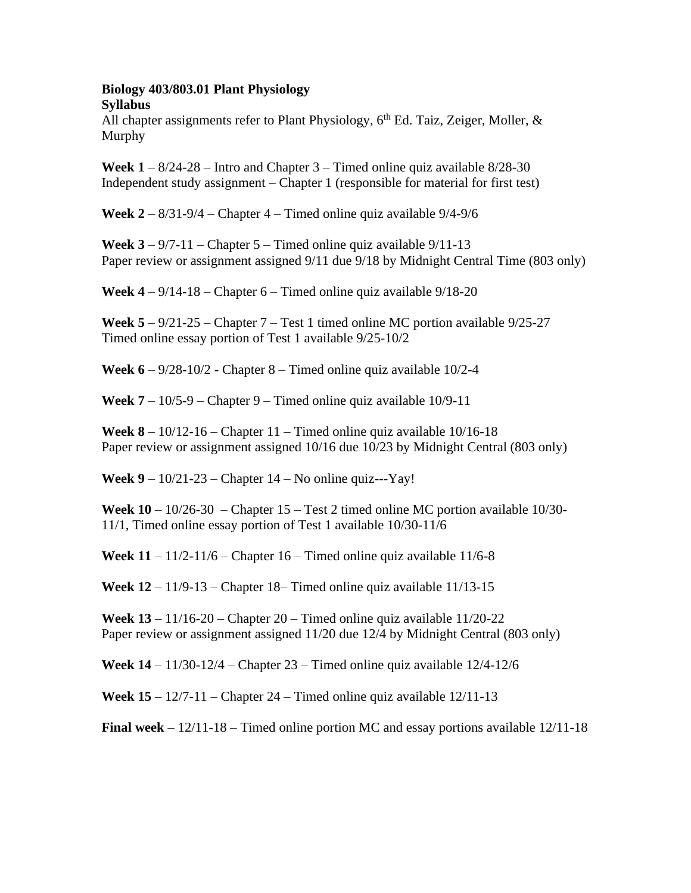**Biology 403/803.01 Plant Physiology**
**Syllabus**

All chapter assignments refer to Plant Physiology, 6th Ed. Taiz, Zeiger, Moller, & Murphy

**Week 1** – 8/24-28 – Intro and Chapter 3 – Timed online quiz available 8/28-30
Independent study assignment – Chapter 1 (responsible for material for first test)

**Week 2** – 8/31-9/4 – Chapter 4 – Timed online quiz available 9/4-9/6

**Week 3** – 9/7-11 – Chapter 5 – Timed online quiz available 9/11-13
Paper review or assignment assigned 9/11 due 9/18 by Midnight Central Time (803 only)

**Week 4** – 9/14-18 – Chapter 6 – Timed online quiz available 9/18-20

**Week 5** – 9/21-25 – Chapter 7 – Test 1 timed online MC portion available 9/25-27
Timed online essay portion of Test 1 available 9/25-10/2

**Week 6** – 9/28-10/2 - Chapter 8 – Timed online quiz available 10/2-4

**Week 7** – 10/5-9 – Chapter 9 – Timed online quiz available 10/9-11

**Week 8** – 10/12-16 – Chapter 11 – Timed online quiz available 10/16-18
Paper review or assignment assigned 10/16 due 10/23 by Midnight Central (803 only)

**Week 9** – 10/21-23 – Chapter 14 – No online quiz---Yay!

**Week 10** – 10/26-30 – Chapter 15 – Test 2 timed online MC portion available 10/30-11/1, Timed online essay portion of Test 1 available 10/30-11/6

**Week 11** – 11/2-11/6 – Chapter 16 – Timed online quiz available 11/6-8

**Week 12** – 11/9-13 – Chapter 18– Timed online quiz available 11/13-15

**Week 13** – 11/16-20 – Chapter 20 – Timed online quiz available 11/20-22
Paper review or assignment assigned 11/20 due 12/4 by Midnight Central (803 only)

**Week 14** – 11/30-12/4 – Chapter 23 – Timed online quiz available 12/4-12/6

**Week 15** – 12/7-11 – Chapter 24 – Timed online quiz available 12/11-13

**Final week** – 12/11-18 – Timed online portion MC and essay portions available 12/11-18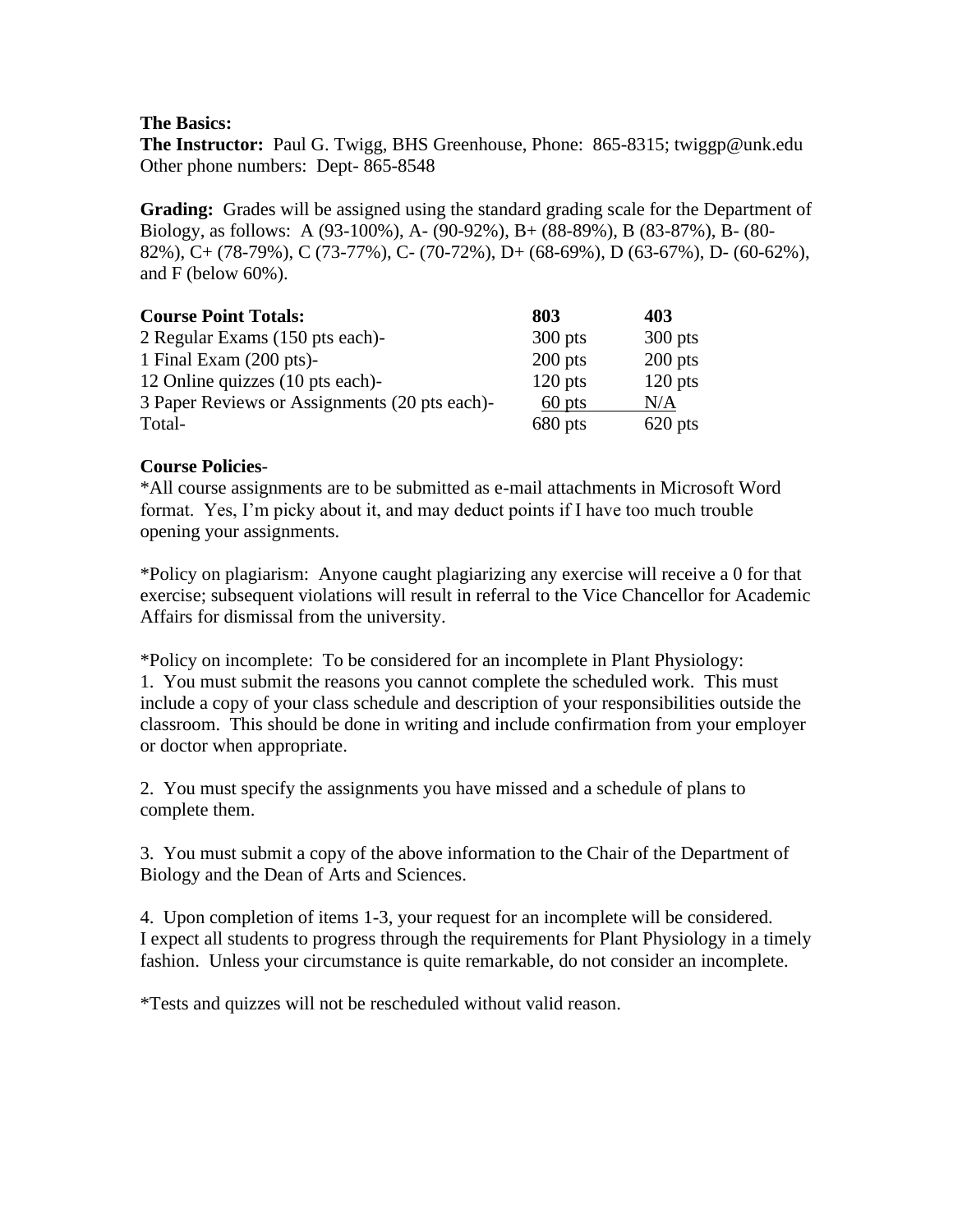**The Basics:**
**The Instructor:** Paul G. Twigg, BHS Greenhouse, Phone: 865-8315; twiggp@unk.edu
Other phone numbers: Dept- 865-8548

**Grading:** Grades will be assigned using the standard grading scale for the Department of Biology, as follows: A (93-100%), A- (90-92%), B+ (88-89%), B (83-87%), B- (80-82%), C+ (78-79%), C (73-77%), C- (70-72%), D+ (68-69%), D (63-67%), D- (60-62%), and F (below 60%).

| **Course Point Totals:** | **803** | **403** |
|---|---|---|
| 2 Regular Exams (150 pts each)- | 300 pts | 300 pts |
| 1 Final Exam (200 pts)- | 200 pts | 200 pts |
| 12 Online quizzes (10 pts each)- | 120 pts | 120 pts |
| 3 Paper Reviews or Assignments (20 pts each)- | 60 pts | N/A |
| Total- | 680 pts | 620 pts |

**Course Policies**-

*All course assignments are to be submitted as e-mail attachments in Microsoft Word format. Yes, I'm picky about it, and may deduct points if I have too much trouble opening your assignments.

*Policy on plagiarism: Anyone caught plagiarizing any exercise will receive a 0 for that exercise; subsequent violations will result in referral to the Vice Chancellor for Academic Affairs for dismissal from the university.

*Policy on incomplete: To be considered for an incomplete in Plant Physiology:

1. You must submit the reasons you cannot complete the scheduled work. This must include a copy of your class schedule and description of your responsibilities outside the classroom. This should be done in writing and include confirmation from your employer or doctor when appropriate.

2. You must specify the assignments you have missed and a schedule of plans to complete them.

3. You must submit a copy of the above information to the Chair of the Department of Biology and the Dean of Arts and Sciences.

4. Upon completion of items 1-3, your request for an incomplete will be considered.

I expect all students to progress through the requirements for Plant Physiology in a timely fashion. Unless your circumstance is quite remarkable, do not consider an incomplete.

*Tests and quizzes will not be rescheduled without valid reason.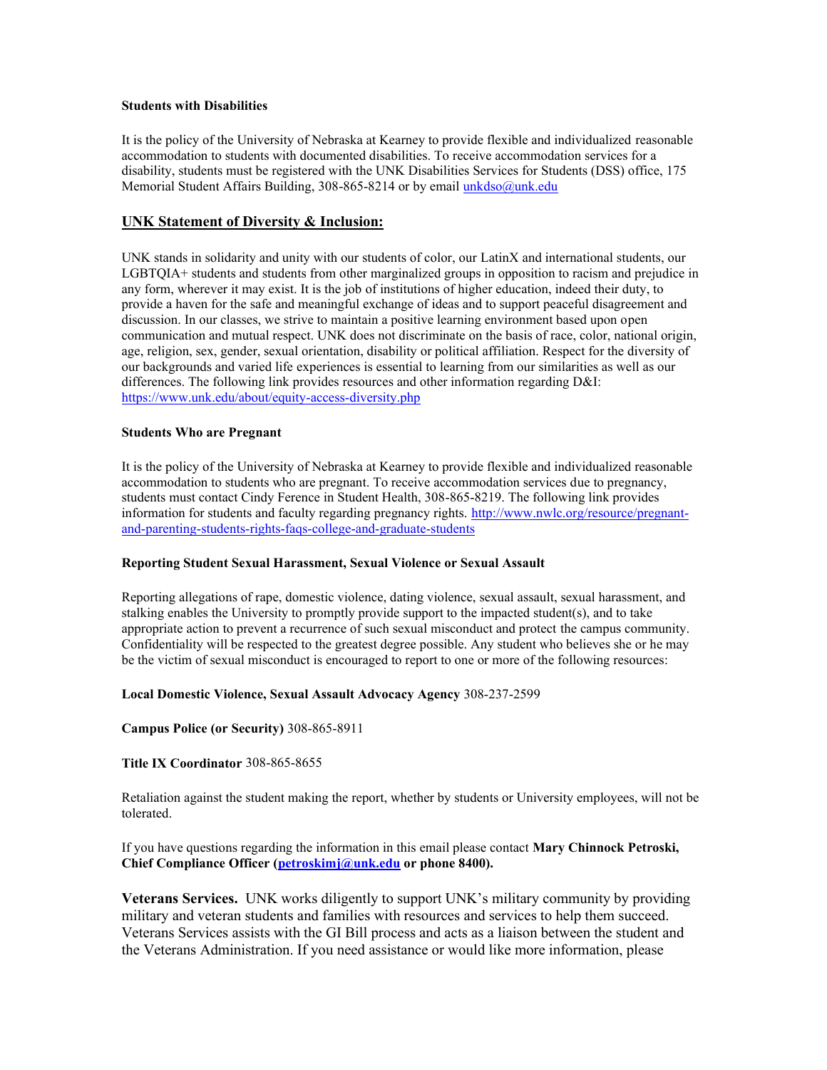**Students with Disabilities**

It is the policy of the University of Nebraska at Kearney to provide flexible and individualized reasonable accommodation to students with documented disabilities. To receive accommodation services for a disability, students must be registered with the UNK Disabilities Services for Students (DSS) office, 175 Memorial Student Affairs Building, 308-865-8214 or by email unkdso@unk.edu

## UNK Statement of Diversity & Inclusion:

UNK stands in solidarity and unity with our students of color, our LatinX and international students, our LGBTQIA+ students and students from other marginalized groups in opposition to racism and prejudice in any form, wherever it may exist. It is the job of institutions of higher education, indeed their duty, to provide a haven for the safe and meaningful exchange of ideas and to support peaceful disagreement and discussion. In our classes, we strive to maintain a positive learning environment based upon open communication and mutual respect. UNK does not discriminate on the basis of race, color, national origin, age, religion, sex, gender, sexual orientation, disability or political affiliation. Respect for the diversity of our backgrounds and varied life experiences is essential to learning from our similarities as well as our differences. The following link provides resources and other information regarding D&I: https://www.unk.edu/about/equity-access-diversity.php

**Students Who are Pregnant**

It is the policy of the University of Nebraska at Kearney to provide flexible and individualized reasonable accommodation to students who are pregnant. To receive accommodation services due to pregnancy, students must contact Cindy Ference in Student Health, 308-865-8219. The following link provides information for students and faculty regarding pregnancy rights. http://www.nwlc.org/resource/pregnant-and-parenting-students-rights-faqs-college-and-graduate-students

**Reporting Student Sexual Harassment, Sexual Violence or Sexual Assault**

Reporting allegations of rape, domestic violence, dating violence, sexual assault, sexual harassment, and stalking enables the University to promptly provide support to the impacted student(s), and to take appropriate action to prevent a recurrence of such sexual misconduct and protect the campus community. Confidentiality will be respected to the greatest degree possible. Any student who believes she or he may be the victim of sexual misconduct is encouraged to report to one or more of the following resources:

**Local Domestic Violence, Sexual Assault Advocacy Agency** 308-237-2599

**Campus Police (or Security)** 308-865-8911

**Title IX Coordinator** 308-865-8655

Retaliation against the student making the report, whether by students or University employees, will not be tolerated.

If you have questions regarding the information in this email please contact **Mary Chinnock Petroski, Chief Compliance Officer (petroskimj@unk.edu or phone 8400).**

**Veterans Services.** UNK works diligently to support UNK's military community by providing military and veteran students and families with resources and services to help them succeed. Veterans Services assists with the GI Bill process and acts as a liaison between the student and the Veterans Administration. If you need assistance or would like more information, please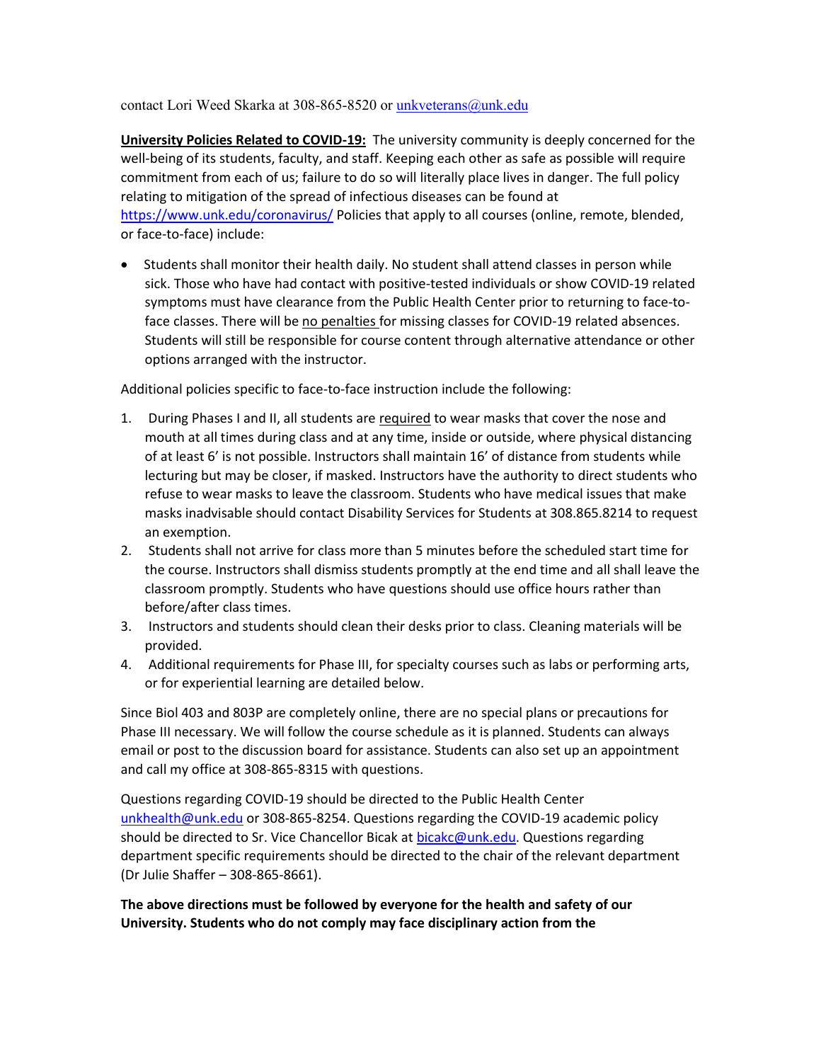contact Lori Weed Skarka at 308-865-8520 or unkveterans@unk.edu

**University Policies Related to COVID-19:** The university community is deeply concerned for the well-being of its students, faculty, and staff. Keeping each other as safe as possible will require commitment from each of us; failure to do so will literally place lives in danger. The full policy relating to mitigation of the spread of infectious diseases can be found at https://www.unk.edu/coronavirus/ Policies that apply to all courses (online, remote, blended, or face-to-face) include:

- Students shall monitor their health daily. No student shall attend classes in person while sick. Those who have had contact with positive-tested individuals or show COVID-19 related symptoms must have clearance from the Public Health Center prior to returning to face-to-face classes. There will be no penalties for missing classes for COVID-19 related absences. Students will still be responsible for course content through alternative attendance or other options arranged with the instructor.

Additional policies specific to face-to-face instruction include the following:

1. During Phases I and II, all students are required to wear masks that cover the nose and mouth at all times during class and at any time, inside or outside, where physical distancing of at least 6' is not possible. Instructors shall maintain 16' of distance from students while lecturing but may be closer, if masked. Instructors have the authority to direct students who refuse to wear masks to leave the classroom. Students who have medical issues that make masks inadvisable should contact Disability Services for Students at 308.865.8214 to request an exemption.
2. Students shall not arrive for class more than 5 minutes before the scheduled start time for the course. Instructors shall dismiss students promptly at the end time and all shall leave the classroom promptly. Students who have questions should use office hours rather than before/after class times.
3. Instructors and students should clean their desks prior to class. Cleaning materials will be provided.
4. Additional requirements for Phase III, for specialty courses such as labs or performing arts, or for experiential learning are detailed below.

Since Biol 403 and 803P are completely online, there are no special plans or precautions for Phase III necessary. We will follow the course schedule as it is planned. Students can always email or post to the discussion board for assistance. Students can also set up an appointment and call my office at 308-865-8315 with questions.

Questions regarding COVID-19 should be directed to the Public Health Center unkhealth@unk.edu or 308-865-8254. Questions regarding the COVID-19 academic policy should be directed to Sr. Vice Chancellor Bicak at bicakc@unk.edu. Questions regarding department specific requirements should be directed to the chair of the relevant department (Dr Julie Shaffer – 308-865-8661).

**The above directions must be followed by everyone for the health and safety of our University. Students who do not comply may face disciplinary action from the**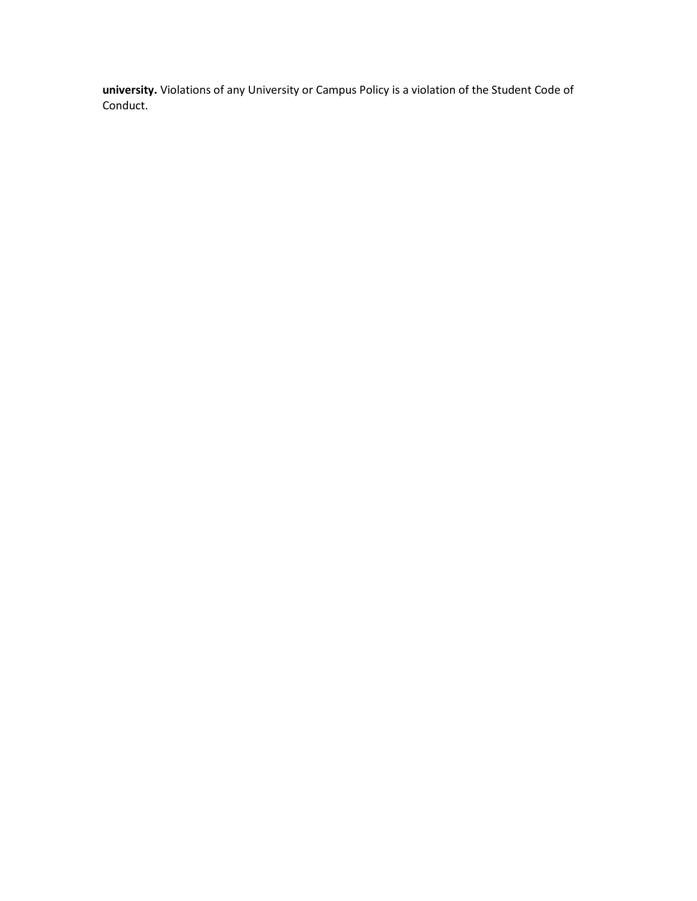**university.** Violations of any University or Campus Policy is a violation of the Student Code of Conduct.